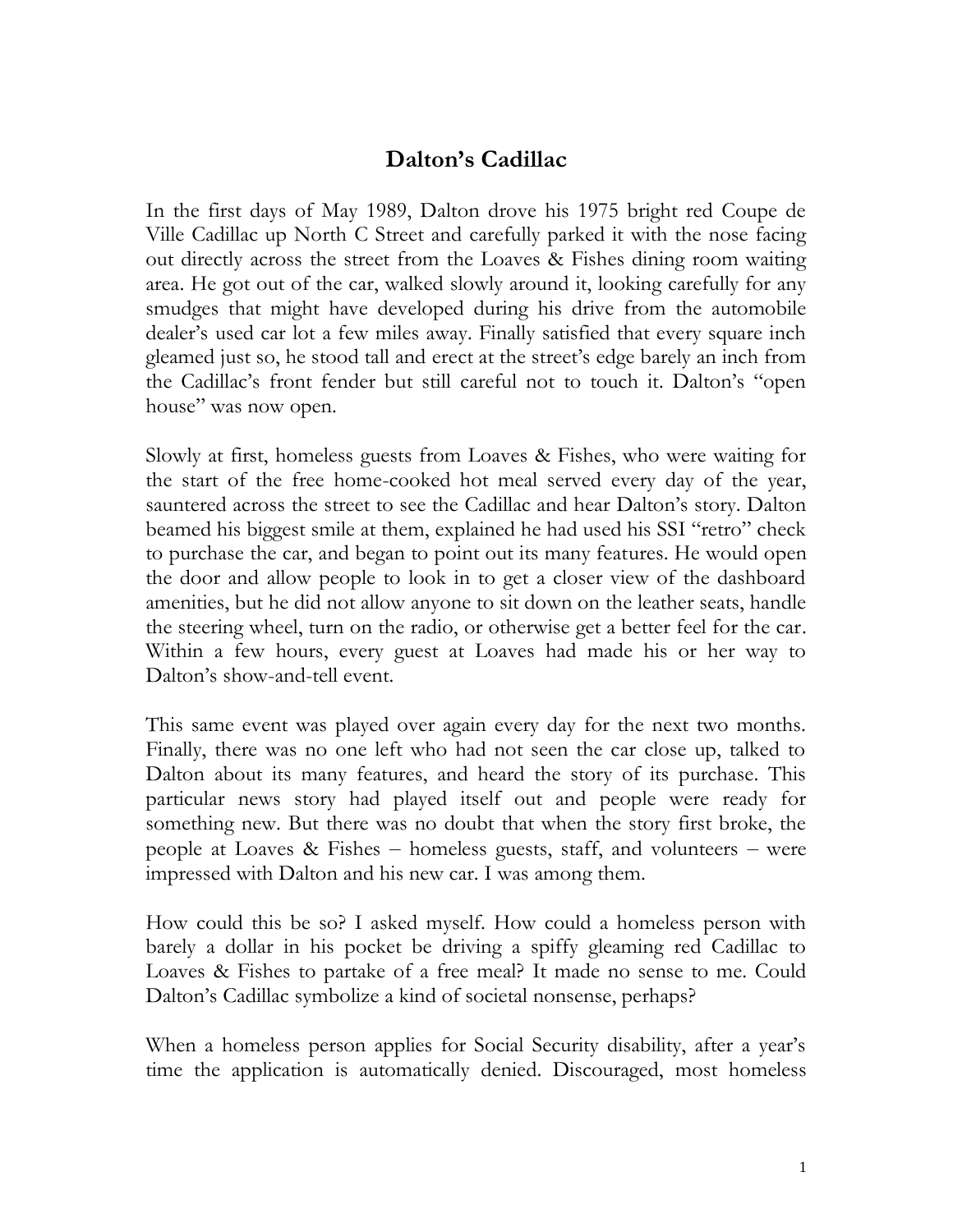# Dalton's Cadillac

In the first days of May 1989, Dalton drove his 1975 bright red Coupe de Ville Cadillac up North C Street and carefully parked it with the nose facing out directly across the street from the Loaves & Fishes dining room waiting area. He got out of the car, walked slowly around it, looking carefully for any smudges that might have developed during his drive from the automobile dealer's used car lot a few miles away. Finally satisfied that every square inch gleamed just so, he stood tall and erect at the street's edge barely an inch from the Cadillac's front fender but still careful not to touch it. Dalton's "open house" was now open.

Slowly at first, homeless guests from Loaves & Fishes, who were waiting for the start of the free home-cooked hot meal served every day of the year, sauntered across the street to see the Cadillac and hear Dalton's story. Dalton beamed his biggest smile at them, explained he had used his SSI "retro" check to purchase the car, and began to point out its many features. He would open the door and allow people to look in to get a closer view of the dashboard amenities, but he did not allow anyone to sit down on the leather seats, handle the steering wheel, turn on the radio, or otherwise get a better feel for the car. Within a few hours, every guest at Loaves had made his or her way to Dalton's show-and-tell event.

This same event was played over again every day for the next two months. Finally, there was no one left who had not seen the car close up, talked to Dalton about its many features, and heard the story of its purchase. This particular news story had played itself out and people were ready for something new. But there was no doubt that when the story first broke, the people at Loaves & Fishes – homeless guests, staff, and volunteers – were impressed with Dalton and his new car. I was among them.

How could this be so? I asked myself. How could a homeless person with barely a dollar in his pocket be driving a spiffy gleaming red Cadillac to Loaves & Fishes to partake of a free meal? It made no sense to me. Could Dalton's Cadillac symbolize a kind of societal nonsense, perhaps?

When a homeless person applies for Social Security disability, after a year's time the application is automatically denied. Discouraged, most homeless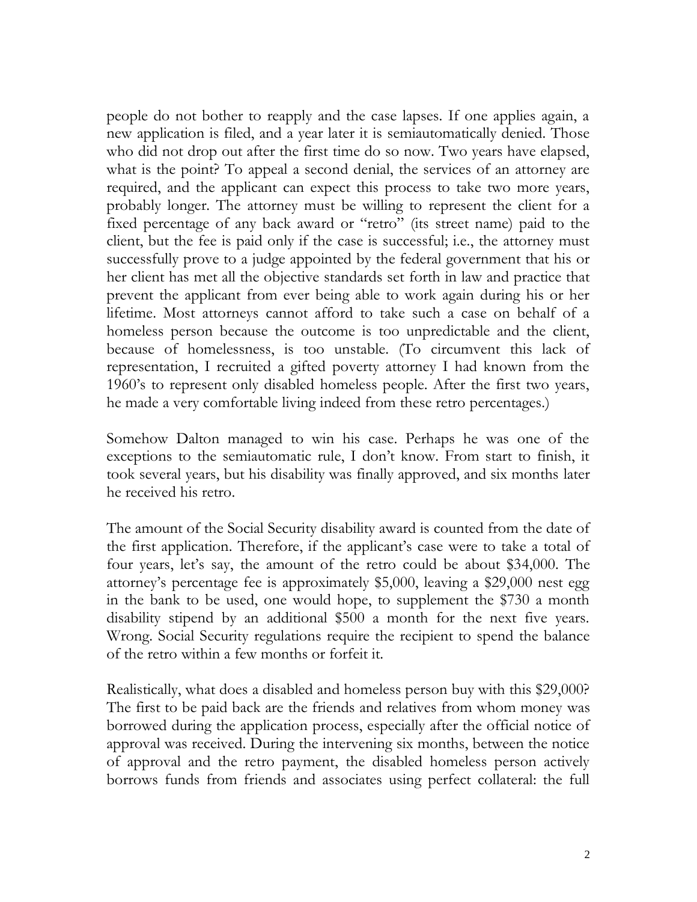people do not bother to reapply and the case lapses. If one applies again, a new application is filed, and a year later it is semiautomatically denied. Those who did not drop out after the first time do so now. Two years have elapsed, what is the point? To appeal a second denial, the services of an attorney are required, and the applicant can expect this process to take two more years, probably longer. The attorney must be willing to represent the client for a fixed percentage of any back award or "retro" (its street name) paid to the client, but the fee is paid only if the case is successful; i.e., the attorney must successfully prove to a judge appointed by the federal government that his or her client has met all the objective standards set forth in law and practice that prevent the applicant from ever being able to work again during his or her lifetime. Most attorneys cannot afford to take such a case on behalf of a homeless person because the outcome is too unpredictable and the client, because of homelessness, is too unstable. (To circumvent this lack of representation, I recruited a gifted poverty attorney I had known from the 1960's to represent only disabled homeless people. After the first two years, he made a very comfortable living indeed from these retro percentages.)

Somehow Dalton managed to win his case. Perhaps he was one of the exceptions to the semiautomatic rule, I don't know. From start to finish, it took several years, but his disability was finally approved, and six months later he received his retro.

The amount of the Social Security disability award is counted from the date of the first application. Therefore, if the applicant's case were to take a total of four years, let's say, the amount of the retro could be about $34,000. The attorney's percentage fee is approximately $5,000, leaving a $29,000 nest egg in the bank to be used, one would hope, to supplement the $730 a month disability stipend by an additional $500 a month for the next five years. Wrong. Social Security regulations require the recipient to spend the balance of the retro within a few months or forfeit it.

Realistically, what does a disabled and homeless person buy with this $29,000? The first to be paid back are the friends and relatives from whom money was borrowed during the application process, especially after the official notice of approval was received. During the intervening six months, between the notice of approval and the retro payment, the disabled homeless person actively borrows funds from friends and associates using perfect collateral: the full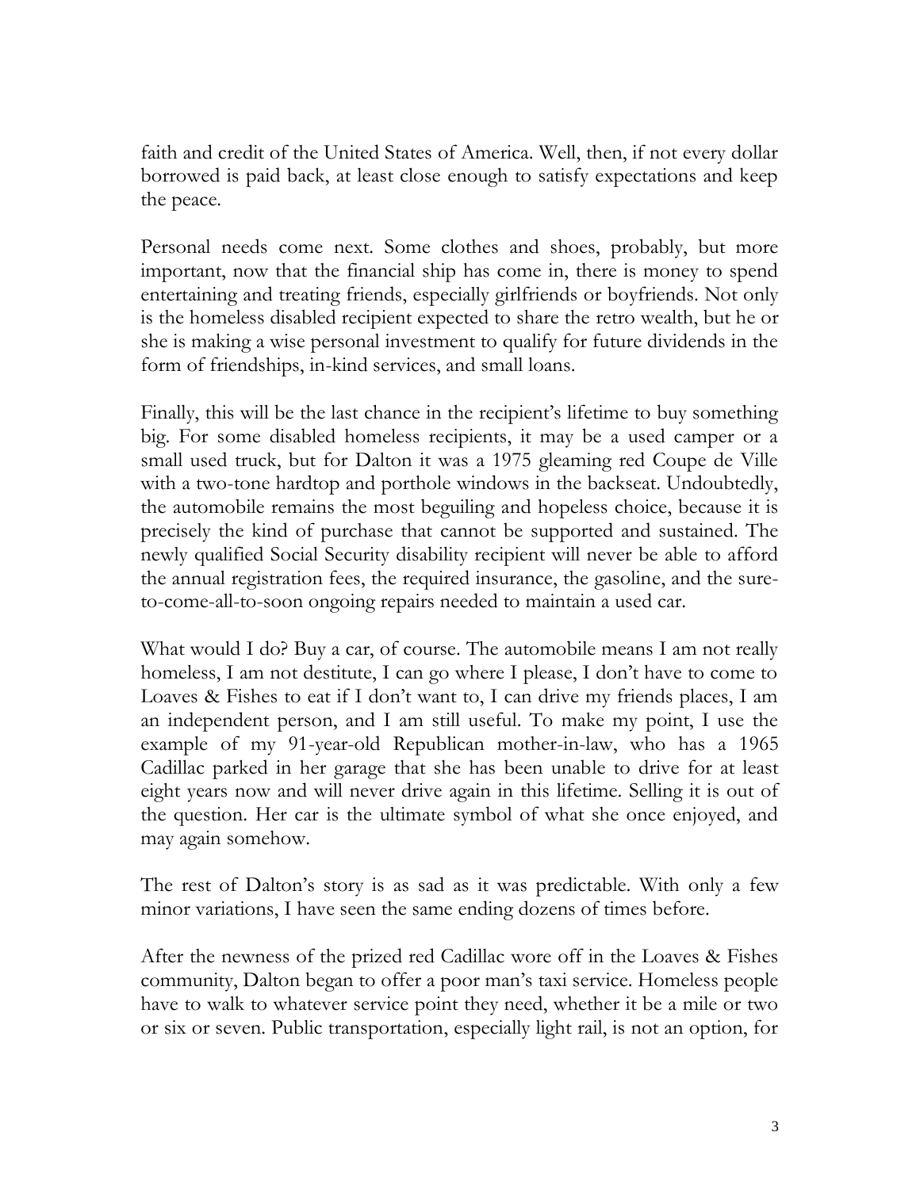faith and credit of the United States of America. Well, then, if not every dollar borrowed is paid back, at least close enough to satisfy expectations and keep the peace.

Personal needs come next. Some clothes and shoes, probably, but more important, now that the financial ship has come in, there is money to spend entertaining and treating friends, especially girlfriends or boyfriends. Not only is the homeless disabled recipient expected to share the retro wealth, but he or she is making a wise personal investment to qualify for future dividends in the form of friendships, in-kind services, and small loans.

Finally, this will be the last chance in the recipient's lifetime to buy something big. For some disabled homeless recipients, it may be a used camper or a small used truck, but for Dalton it was a 1975 gleaming red Coupe de Ville with a two-tone hardtop and porthole windows in the backseat. Undoubtedly, the automobile remains the most beguiling and hopeless choice, because it is precisely the kind of purchase that cannot be supported and sustained. The newly qualified Social Security disability recipient will never be able to afford the annual registration fees, the required insurance, the gasoline, and the sure-to-come-all-to-soon ongoing repairs needed to maintain a used car.

What would I do? Buy a car, of course. The automobile means I am not really homeless, I am not destitute, I can go where I please, I don't have to come to Loaves & Fishes to eat if I don't want to, I can drive my friends places, I am an independent person, and I am still useful. To make my point, I use the example of my 91-year-old Republican mother-in-law, who has a 1965 Cadillac parked in her garage that she has been unable to drive for at least eight years now and will never drive again in this lifetime. Selling it is out of the question. Her car is the ultimate symbol of what she once enjoyed, and may again somehow.

The rest of Dalton's story is as sad as it was predictable. With only a few minor variations, I have seen the same ending dozens of times before.

After the newness of the prized red Cadillac wore off in the Loaves & Fishes community, Dalton began to offer a poor man's taxi service. Homeless people have to walk to whatever service point they need, whether it be a mile or two or six or seven. Public transportation, especially light rail, is not an option, for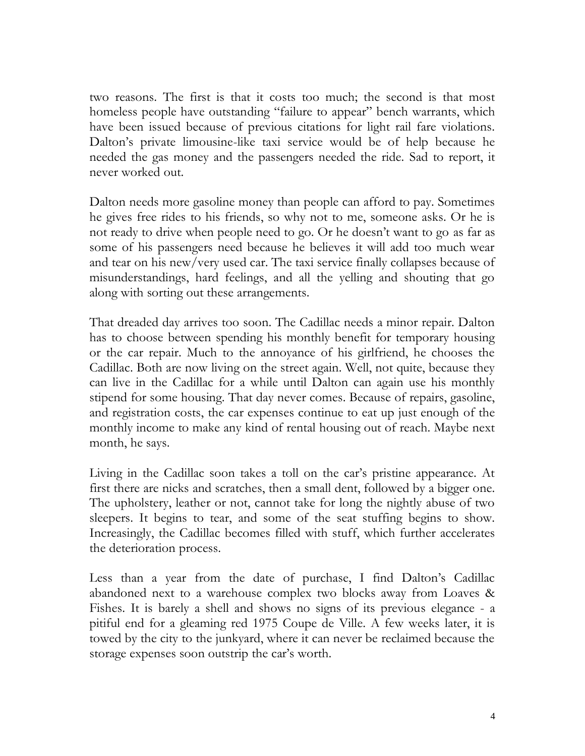two reasons. The first is that it costs too much; the second is that most homeless people have outstanding "failure to appear" bench warrants, which have been issued because of previous citations for light rail fare violations. Dalton's private limousine-like taxi service would be of help because he needed the gas money and the passengers needed the ride. Sad to report, it never worked out.

Dalton needs more gasoline money than people can afford to pay. Sometimes he gives free rides to his friends, so why not to me, someone asks. Or he is not ready to drive when people need to go. Or he doesn't want to go as far as some of his passengers need because he believes it will add too much wear and tear on his new/very used car. The taxi service finally collapses because of misunderstandings, hard feelings, and all the yelling and shouting that go along with sorting out these arrangements.

That dreaded day arrives too soon. The Cadillac needs a minor repair. Dalton has to choose between spending his monthly benefit for temporary housing or the car repair. Much to the annoyance of his girlfriend, he chooses the Cadillac. Both are now living on the street again. Well, not quite, because they can live in the Cadillac for a while until Dalton can again use his monthly stipend for some housing. That day never comes. Because of repairs, gasoline, and registration costs, the car expenses continue to eat up just enough of the monthly income to make any kind of rental housing out of reach. Maybe next month, he says.

Living in the Cadillac soon takes a toll on the car's pristine appearance. At first there are nicks and scratches, then a small dent, followed by a bigger one. The upholstery, leather or not, cannot take for long the nightly abuse of two sleepers. It begins to tear, and some of the seat stuffing begins to show. Increasingly, the Cadillac becomes filled with stuff, which further accelerates the deterioration process.

Less than a year from the date of purchase, I find Dalton's Cadillac abandoned next to a warehouse complex two blocks away from Loaves & Fishes. It is barely a shell and shows no signs of its previous elegance - a pitiful end for a gleaming red 1975 Coupe de Ville. A few weeks later, it is towed by the city to the junkyard, where it can never be reclaimed because the storage expenses soon outstrip the car's worth.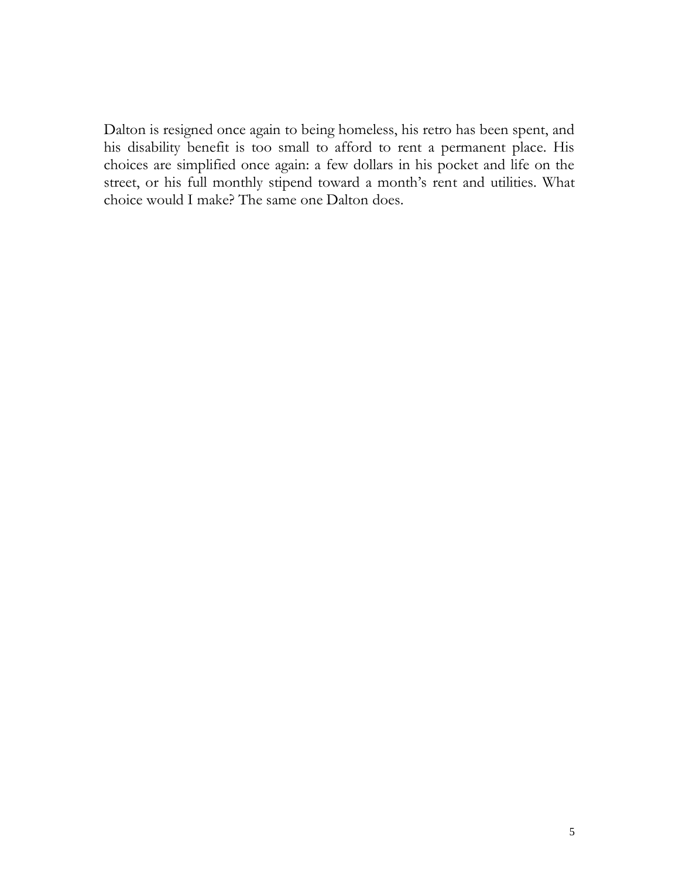Dalton is resigned once again to being homeless, his retro has been spent, and his disability benefit is too small to afford to rent a permanent place. His choices are simplified once again: a few dollars in his pocket and life on the street, or his full monthly stipend toward a month's rent and utilities. What choice would I make? The same one Dalton does.